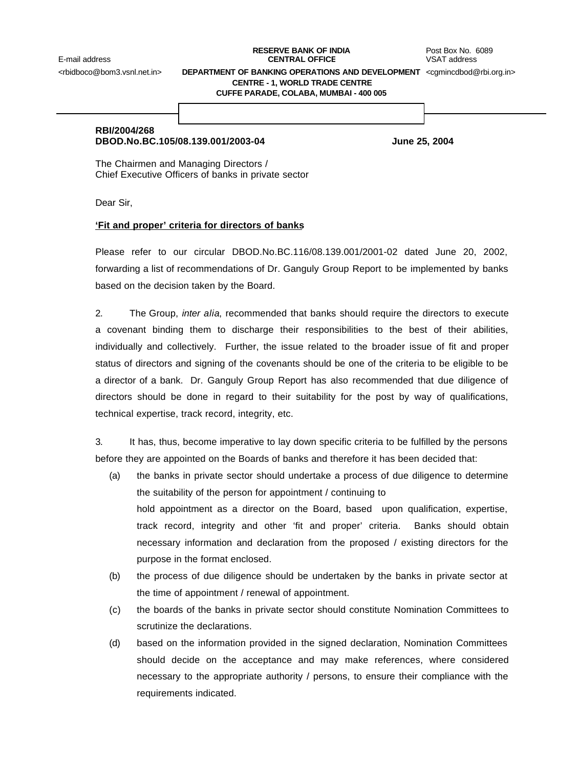**RESERVE BANK OF INDIA**
**CENTRAL OFFICE**
**DEPARTMENT OF BANKING OPERATIONS AND DEVELOPMENT**
**CENTRE - 1, WORLD TRADE CENTRE**
**CUFFE PARADE, COLABA, MUMBAI - 400 005**

E-mail address
<rbidboco@bom3.vsnl.net.in>

Post Box No. 6089
VSAT address
<cgmincdbod@rbi.org.in>

**RBI/2004/268**
**DBOD.No.BC.105/08.139.001/2003-04** **June 25, 2004**

The Chairmen and Managing Directors /
Chief Executive Officers of banks in private sector

Dear Sir,

**'Fit and proper' criteria for directors of banks**

Please refer to our circular DBOD.No.BC.116/08.139.001/2001-02 dated June 20, 2002, forwarding a list of recommendations of Dr. Ganguly Group Report to be implemented by banks based on the decision taken by the Board.

2. The Group, *inter alia*, recommended that banks should require the directors to execute a covenant binding them to discharge their responsibilities to the best of their abilities, individually and collectively. Further, the issue related to the broader issue of fit and proper status of directors and signing of the covenants should be one of the criteria to be eligible to be a director of a bank. Dr. Ganguly Group Report has also recommended that due diligence of directors should be done in regard to their suitability for the post by way of qualifications, technical expertise, track record, integrity, etc.

3. It has, thus, become imperative to lay down specific criteria to be fulfilled by the persons before they are appointed on the Boards of banks and therefore it has been decided that:

(a) the banks in private sector should undertake a process of due diligence to determine the suitability of the person for appointment / continuing to hold appointment as a director on the Board, based upon qualification, expertise, track record, integrity and other 'fit and proper' criteria. Banks should obtain necessary information and declaration from the proposed / existing directors for the purpose in the format enclosed.

(b) the process of due diligence should be undertaken by the banks in private sector at the time of appointment / renewal of appointment.

(c) the boards of the banks in private sector should constitute Nomination Committees to scrutinize the declarations.

(d) based on the information provided in the signed declaration, Nomination Committees should decide on the acceptance and may make references, where considered necessary to the appropriate authority / persons, to ensure their compliance with the requirements indicated.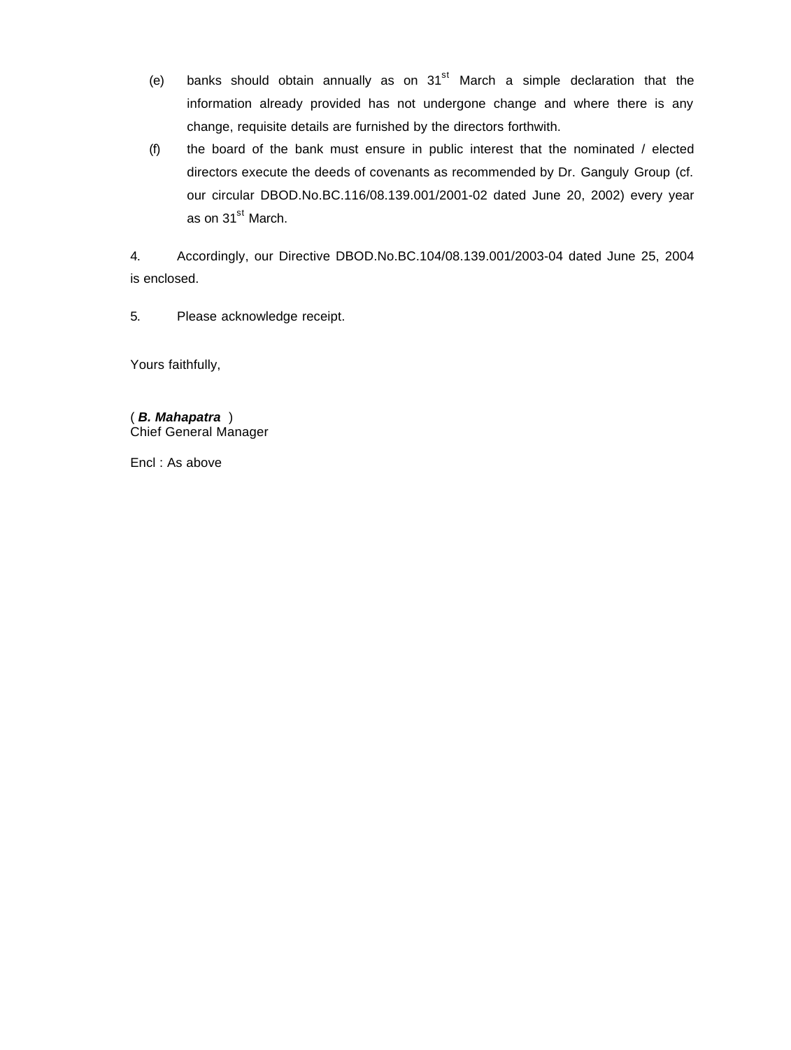(e) banks should obtain annually as on 31st March a simple declaration that the information already provided has not undergone change and where there is any change, requisite details are furnished by the directors forthwith.

(f) the board of the bank must ensure in public interest that the nominated / elected directors execute the deeds of covenants as recommended by Dr. Ganguly Group (cf. our circular DBOD.No.BC.116/08.139.001/2001-02 dated June 20, 2002) every year as on 31st March.

4. Accordingly, our Directive DBOD.No.BC.104/08.139.001/2003-04 dated June 25, 2004 is enclosed.

5. Please acknowledge receipt.

Yours faithfully,

( ***B. Mahapatra*** )
Chief General Manager

Encl : As above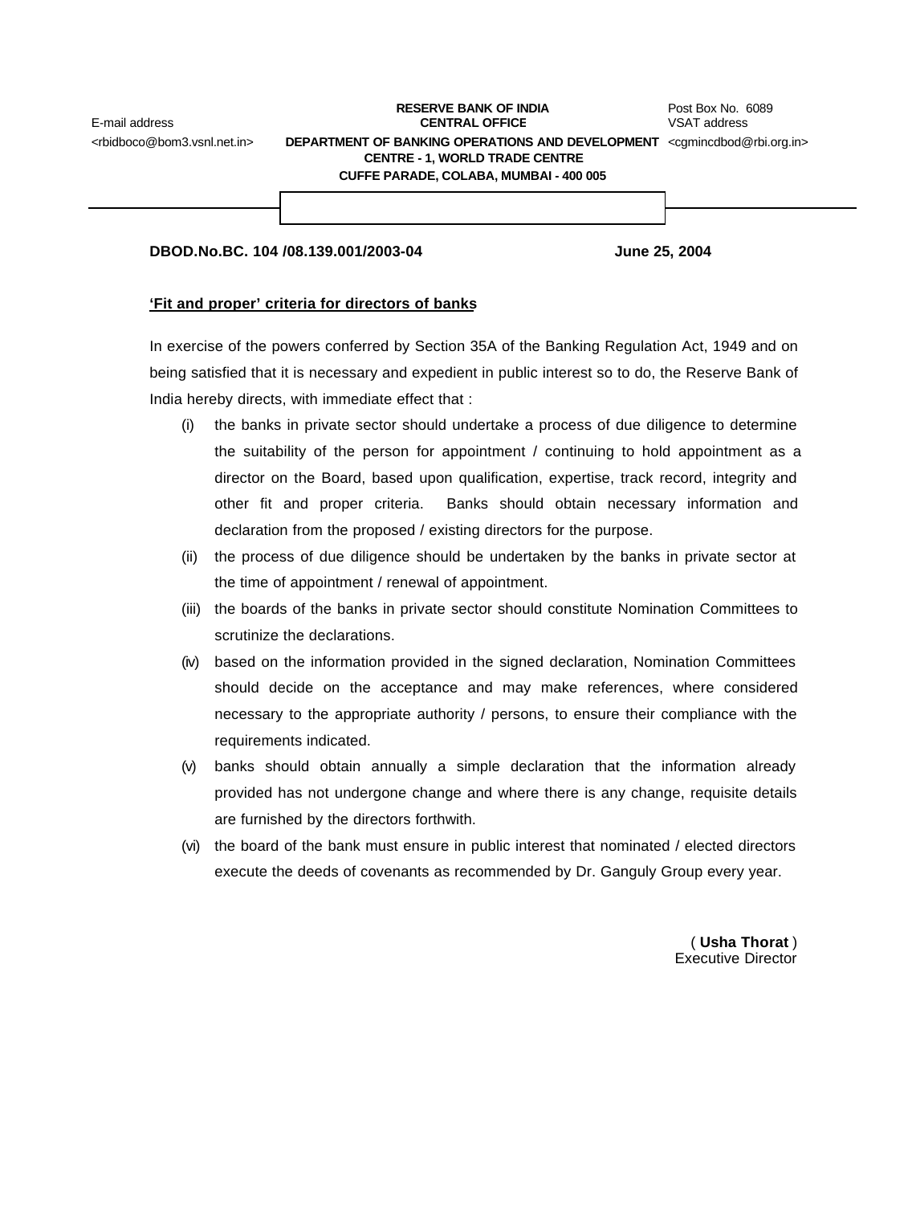E-mail address
<rbidboco@bom3.vsnl.net.in>

**RESERVE BANK OF INDIA**
**CENTRAL OFFICE**
**DEPARTMENT OF BANKING OPERATIONS AND DEVELOPMENT**
**CENTRE - 1, WORLD TRADE CENTRE**
**CUFFE PARADE, COLABA, MUMBAI - 400 005**

Post Box No. 6089
VSAT address
<cgmincdbod@rbi.org.in>

**DBOD.No.BC. 104 /08.139.001/2003-04** **June 25, 2004**

**<u>'Fit and proper' criteria for directors of banks</u>**

In exercise of the powers conferred by Section 35A of the Banking Regulation Act, 1949 and on being satisfied that it is necessary and expedient in public interest so to do, the Reserve Bank of India hereby directs, with immediate effect that :

(i) the banks in private sector should undertake a process of due diligence to determine the suitability of the person for appointment / continuing to hold appointment as a director on the Board, based upon qualification, expertise, track record, integrity and other fit and proper criteria. Banks should obtain necessary information and declaration from the proposed / existing directors for the purpose.

(ii) the process of due diligence should be undertaken by the banks in private sector at the time of appointment / renewal of appointment.

(iii) the boards of the banks in private sector should constitute Nomination Committees to scrutinize the declarations.

(iv) based on the information provided in the signed declaration, Nomination Committees should decide on the acceptance and may make references, where considered necessary to the appropriate authority / persons, to ensure their compliance with the requirements indicated.

(v) banks should obtain annually a simple declaration that the information already provided has not undergone change and where there is any change, requisite details are furnished by the directors forthwith.

(vi) the board of the bank must ensure in public interest that nominated / elected directors execute the deeds of covenants as recommended by Dr. Ganguly Group every year.

( **Usha Thorat** )
Executive Director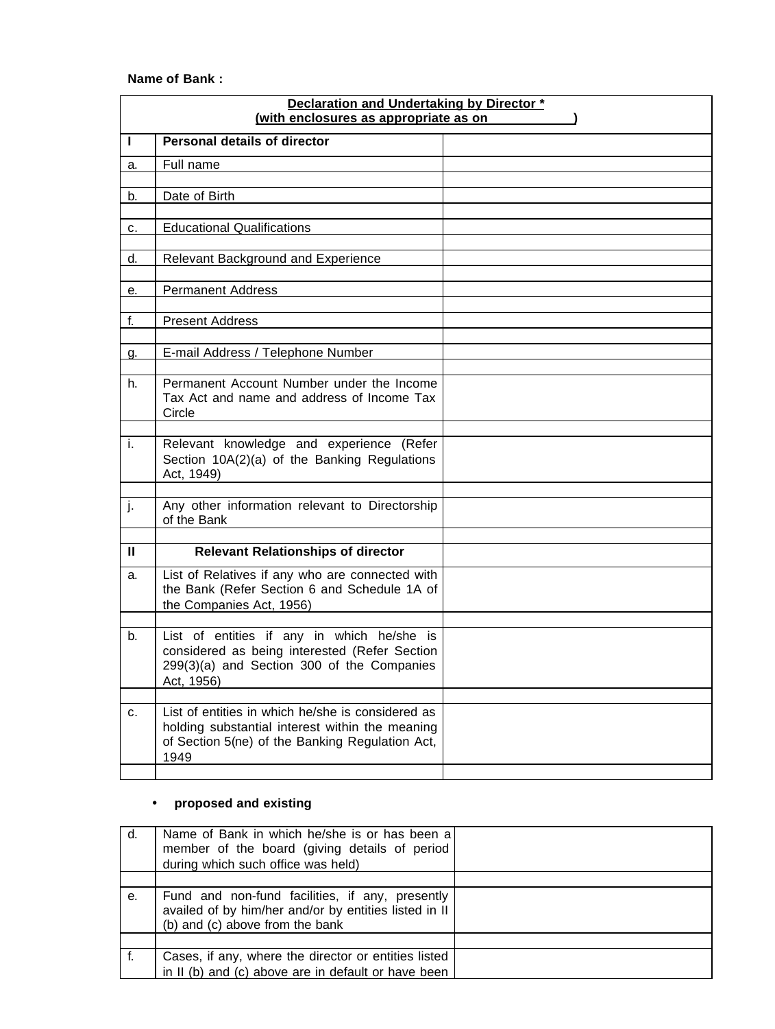**Name of Bank :**

| Declaration and Undertaking by Director * (with enclosures as appropriate as on ) | | |
|---|---|---|
| **I** | **Personal details of director** | |
| a. | Full name | |
| | | |
| b. | Date of Birth | |
| | | |
| c. | Educational Qualifications | |
| | | |
| d. | Relevant Background and Experience | |
| | | |
| e. | Permanent Address | |
| | | |
| f. | Present Address | |
| | | |
| g. | E-mail Address / Telephone Number | |
| | | |
| h. | Permanent Account Number under the Income Tax Act and name and address of Income Tax Circle | |
| | | |
| i. | Relevant knowledge and experience (Refer Section 10A(2)(a) of the Banking Regulations Act, 1949) | |
| | | |
| j. | Any other information relevant to Directorship of the Bank | |
| | | |
| **II** | **Relevant Relationships of director** | |
| a. | List of Relatives if any who are connected with the Bank (Refer Section 6 and Schedule 1A of the Companies Act, 1956) | |
| | | |
| b. | List of entities if any in which he/she is considered as being interested (Refer Section 299(3)(a) and Section 300 of the Companies Act, 1956) | |
| | | |
| c. | List of entities in which he/she is considered as holding substantial interest within the meaning of Section 5(ne) of the Banking Regulation Act, 1949 | |
| | | |

- **proposed and existing**

| | | |
|---|---|---|
| d. | Name of Bank in which he/she is or has been a member of the board (giving details of period during which such office was held) | |
| | | |
| e. | Fund and non-fund facilities, if any, presently availed of by him/her and/or by entities listed in II (b) and (c) above from the bank | |
| | | |
| f. | Cases, if any, where the director or entities listed in II (b) and (c) above are in default or have been | |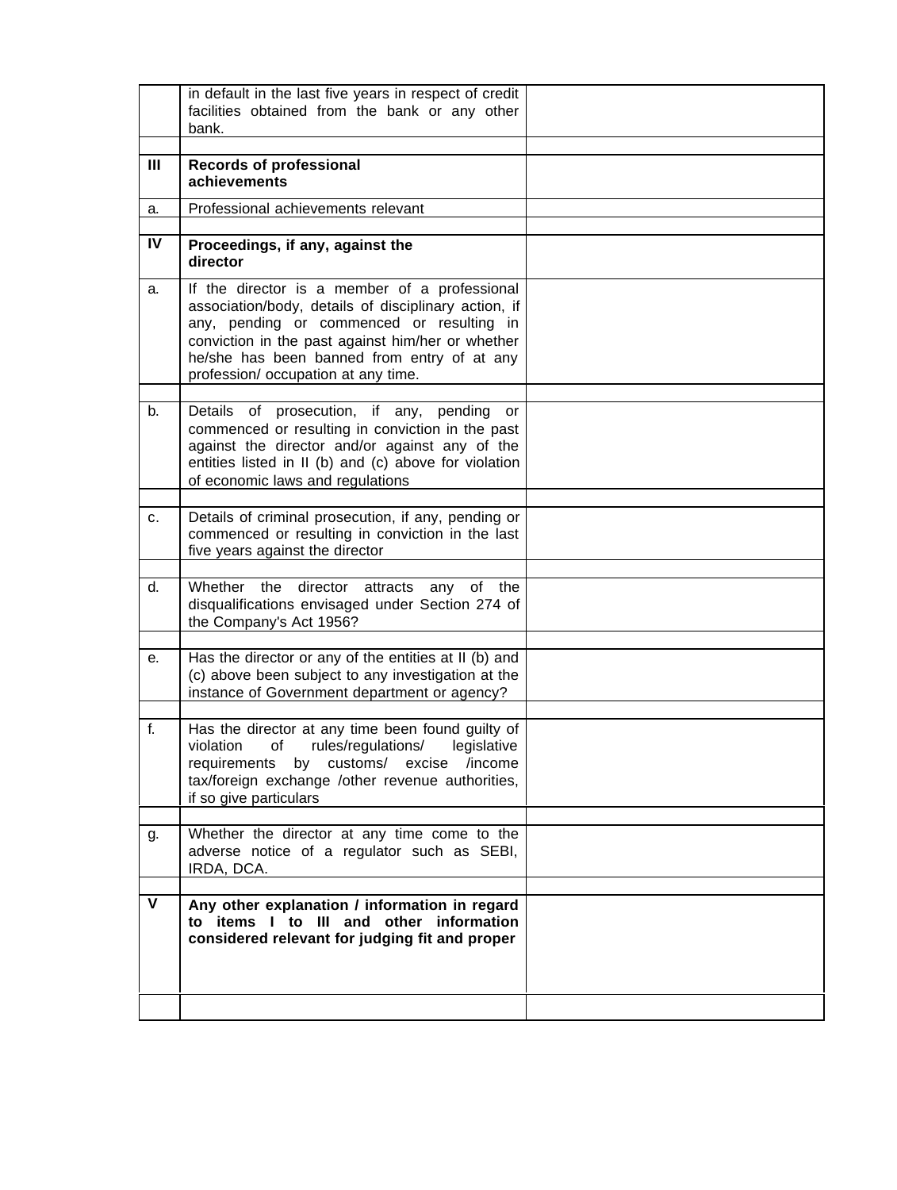|  |  |  |
| --- | --- | --- |
|  | in default in the last five years in respect of credit facilities obtained from the bank or any other bank. |  |
|  |  |  |
| **III** | **Records of professional achievements** |  |
| a. | Professional achievements relevant |  |
|  |  |  |
| **IV** | **Proceedings, if any, against the director** |  |
| a. | If the director is a member of a professional association/body, details of disciplinary action, if any, pending or commenced or resulting in conviction in the past against him/her or whether he/she has been banned from entry of at any profession/ occupation at any time. |  |
|  |  |  |
| b. | Details of prosecution, if any, pending or commenced or resulting in conviction in the past against the director and/or against any of the entities listed in II (b) and (c) above for violation of economic laws and regulations |  |
|  |  |  |
| c. | Details of criminal prosecution, if any, pending or commenced or resulting in conviction in the last five years against the director |  |
|  |  |  |
| d. | Whether the director attracts any of the disqualifications envisaged under Section 274 of the Company's Act 1956? |  |
|  |  |  |
| e. | Has the director or any of the entities at II (b) and (c) above been subject to any investigation at the instance of Government department or agency? |  |
|  |  |  |
| f. | Has the director at any time been found guilty of violation of rules/regulations/ legislative requirements by customs/ excise /income tax/foreign exchange /other revenue authorities, if so give particulars |  |
|  |  |  |
| g. | Whether the director at any time come to the adverse notice of a regulator such as SEBI, IRDA, DCA. |  |
|  |  |  |
| **V** | **Any other explanation / information in regard to items I to III and other information considered relevant for judging fit and proper** |  |
|  |  |  |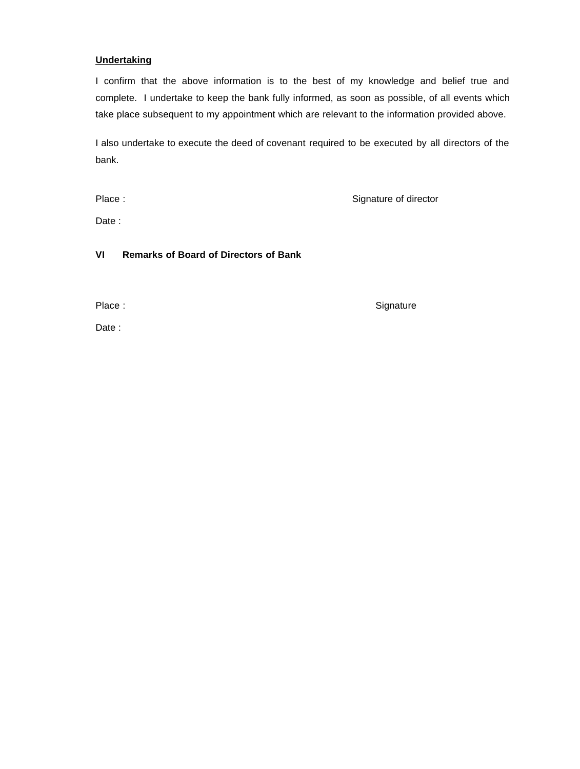**<u>Undertaking</u>**

I confirm that the above information is to the best of my knowledge and belief true and complete. I undertake to keep the bank fully informed, as soon as possible, of all events which take place subsequent to my appointment which are relevant to the information provided above.

I also undertake to execute the deed of covenant required to be executed by all directors of the bank.

Place : Signature of director

Date :

**VI Remarks of Board of Directors of Bank**

Place : Signature

Date :